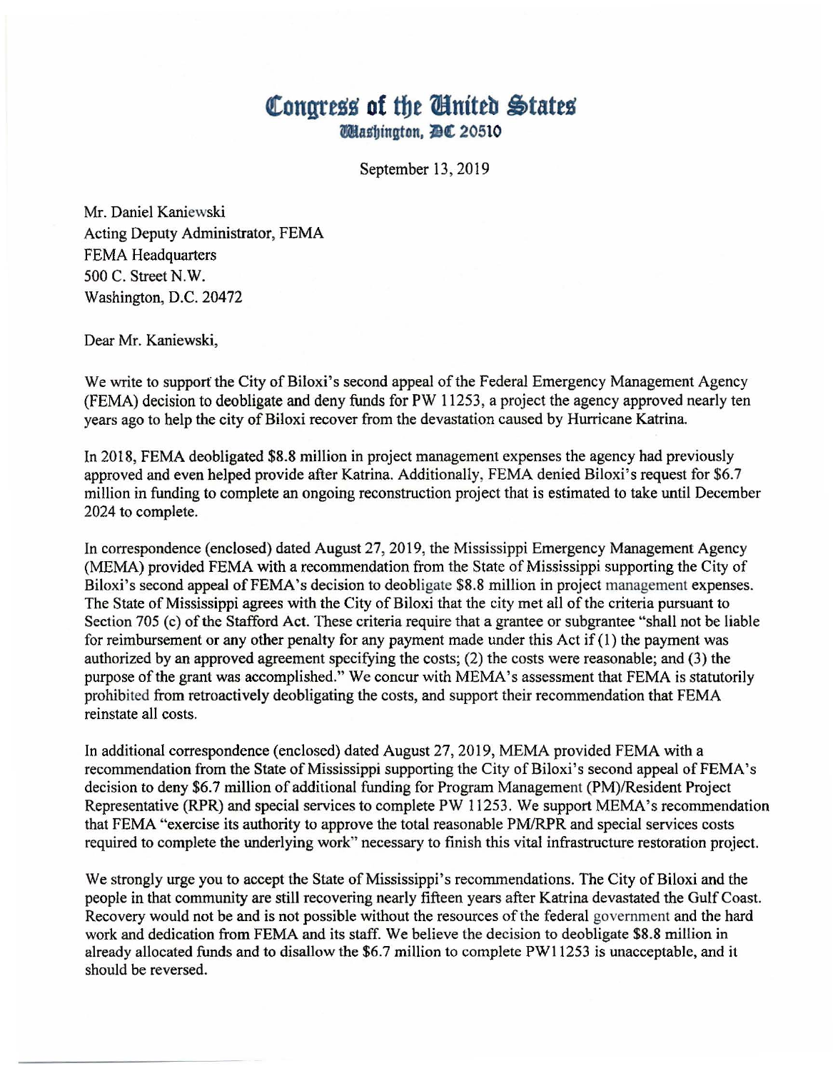# Congress of the United States

Washington, DC 20510

September 13, 2019

Mr. Daniel Kaniewski
Acting Deputy Administrator, FEMA
FEMA Headquarters
500 C. Street N.W.
Washington, D.C. 20472

Dear Mr. Kaniewski,

We write to support the City of Biloxi's second appeal of the Federal Emergency Management Agency (FEMA) decision to deobligate and deny funds for PW 11253, a project the agency approved nearly ten years ago to help the city of Biloxi recover from the devastation caused by Hurricane Katrina.

In 2018, FEMA deobligated \$8.8 million in project management expenses the agency had previously approved and even helped provide after Katrina. Additionally, FEMA denied Biloxi's request for \$6.7 million in funding to complete an ongoing reconstruction project that is estimated to take until December 2024 to complete.

In correspondence (enclosed) dated August 27, 2019, the Mississippi Emergency Management Agency (MEMA) provided FEMA with a recommendation from the State of Mississippi supporting the City of Biloxi's second appeal of FEMA's decision to deobligate \$8.8 million in project management expenses. The State of Mississippi agrees with the City of Biloxi that the city met all of the criteria pursuant to Section 705 (c) of the Stafford Act. These criteria require that a grantee or subgrantee "shall not be liable for reimbursement or any other penalty for any payment made under this Act if (1) the payment was authorized by an approved agreement specifying the costs; (2) the costs were reasonable; and (3) the purpose of the grant was accomplished." We concur with MEMA's assessment that FEMA is statutorily prohibited from retroactively deobligating the costs, and support their recommendation that FEMA reinstate all costs.

In additional correspondence (enclosed) dated August 27, 2019, MEMA provided FEMA with a recommendation from the State of Mississippi supporting the City of Biloxi's second appeal of FEMA's decision to deny \$6.7 million of additional funding for Program Management (PM)/Resident Project Representative (RPR) and special services to complete PW 11253. We support MEMA's recommendation that FEMA "exercise its authority to approve the total reasonable PM/RPR and special services costs required to complete the underlying work" necessary to finish this vital infrastructure restoration project.

We strongly urge you to accept the State of Mississippi's recommendations. The City of Biloxi and the people in that community are still recovering nearly fifteen years after Katrina devastated the Gulf Coast. Recovery would not be and is not possible without the resources of the federal government and the hard work and dedication from FEMA and its staff. We believe the decision to deobligate \$8.8 million in already allocated funds and to disallow the \$6.7 million to complete PW11253 is unacceptable, and it should be reversed.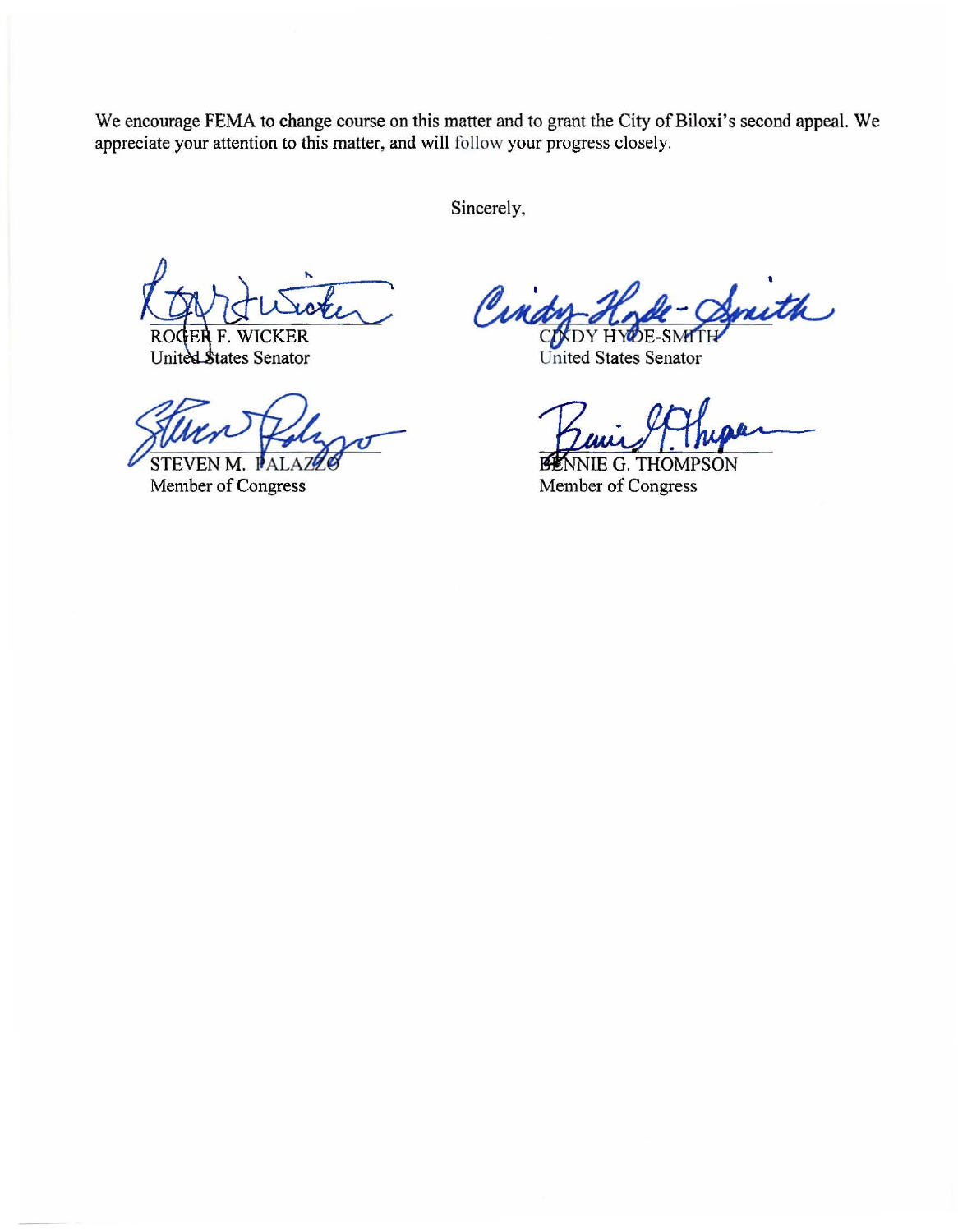We encourage FEMA to change course on this matter and to grant the City of Biloxi's second appeal. We appreciate your attention to this matter, and will follow your progress closely.

Sincerely,

ROGER F. WICKER
United States Senator

CINDY HYDE-SMITH
United States Senator

STEVEN M. PALAZZO
Member of Congress

BENNIE G. THOMPSON
Member of Congress